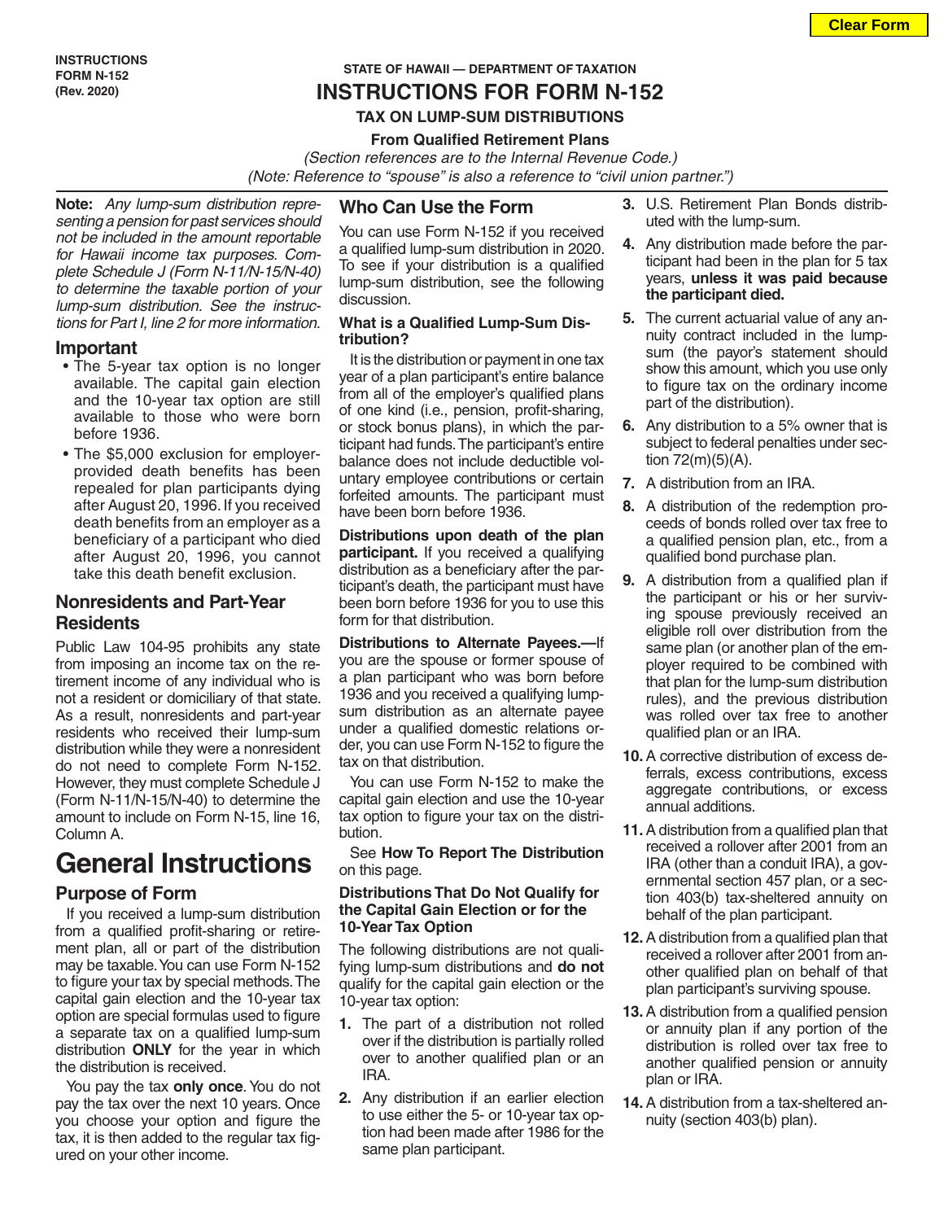INSTRUCTIONS
FORM N-152
(Rev. 2020)

STATE OF HAWAII — DEPARTMENT OF TAXATION

# INSTRUCTIONS FOR FORM N-152

## TAX ON LUMP-SUM DISTRIBUTIONS

### From Qualified Retirement Plans

*(Section references are to the Internal Revenue Code.)*

*(Note: Reference to "spouse" is also a reference to "civil union partner.")*

**Note:** *Any lump-sum distribution representing a pension for past services should not be included in the amount reportable for Hawaii income tax purposes. Complete Schedule J (Form N-11/N-15/N-40) to determine the taxable portion of your lump-sum distribution. See the instructions for Part I, line 2 for more information.*

## Important

- The 5-year tax option is no longer available. The capital gain election and the 10-year tax option are still available to those who were born before 1936.
- The $5,000 exclusion for employer-provided death benefits has been repealed for plan participants dying after August 20, 1996. If you received death benefits from an employer as a beneficiary of a participant who died after August 20, 1996, you cannot take this death benefit exclusion.

## Nonresidents and Part-Year Residents

Public Law 104-95 prohibits any state from imposing an income tax on the retirement income of any individual who is not a resident or domiciliary of that state. As a result, nonresidents and part-year residents who received their lump-sum distribution while they were a nonresident do not need to complete Form N-152. However, they must complete Schedule J (Form N-11/N-15/N-40) to determine the amount to include on Form N-15, line 16, Column A.

# General Instructions

## Purpose of Form

If you received a lump-sum distribution from a qualified profit-sharing or retirement plan, all or part of the distribution may be taxable. You can use Form N-152 to figure your tax by special methods. The capital gain election and the 10-year tax option are special formulas used to figure a separate tax on a qualified lump-sum distribution **ONLY** for the year in which the distribution is received.

You pay the tax **only once**. You do not pay the tax over the next 10 years. Once you choose your option and figure the tax, it is then added to the regular tax figured on your other income.

## Who Can Use the Form

You can use Form N-152 if you received a qualified lump-sum distribution in 2020. To see if your distribution is a qualified lump-sum distribution, see the following discussion.

### What is a Qualified Lump-Sum Distribution?

It is the distribution or payment in one tax year of a plan participant's entire balance from all of the employer's qualified plans of one kind (i.e., pension, profit-sharing, or stock bonus plans), in which the participant had funds. The participant's entire balance does not include deductible voluntary employee contributions or certain forfeited amounts. The participant must have been born before 1936.

**Distributions upon death of the plan participant.** If you received a qualifying distribution as a beneficiary after the participant's death, the participant must have been born before 1936 for you to use this form for that distribution.

**Distributions to Alternate Payees.—**If you are the spouse or former spouse of a plan participant who was born before 1936 and you received a qualifying lump-sum distribution as an alternate payee under a qualified domestic relations order, you can use Form N-152 to figure the tax on that distribution.

You can use Form N-152 to make the capital gain election and use the 10-year tax option to figure your tax on the distribution.

See **How To Report The Distribution** on this page.

### Distributions That Do Not Qualify for the Capital Gain Election or for the 10-Year Tax Option

The following distributions are not qualifying lump-sum distributions and **do not** qualify for the capital gain election or the 10-year tax option:

1. The part of a distribution not rolled over if the distribution is partially rolled over to another qualified plan or an IRA.
2. Any distribution if an earlier election to use either the 5- or 10-year tax option had been made after 1986 for the same plan participant.
3. U.S. Retirement Plan Bonds distributed with the lump-sum.
4. Any distribution made before the participant had been in the plan for 5 tax years, **unless it was paid because the participant died.**
5. The current actuarial value of any annuity contract included in the lump-sum (the payor's statement should show this amount, which you use only to figure tax on the ordinary income part of the distribution).
6. Any distribution to a 5% owner that is subject to federal penalties under section 72(m)(5)(A).
7. A distribution from an IRA.
8. A distribution of the redemption proceeds of bonds rolled over tax free to a qualified pension plan, etc., from a qualified bond purchase plan.
9. A distribution from a qualified plan if the participant or his or her surviving spouse previously received an eligible roll over distribution from the same plan (or another plan of the employer required to be combined with that plan for the lump-sum distribution rules), and the previous distribution was rolled over tax free to another qualified plan or an IRA.
10. A corrective distribution of excess deferrals, excess contributions, excess aggregate contributions, or excess annual additions.
11. A distribution from a qualified plan that received a rollover after 2001 from an IRA (other than a conduit IRA), a governmental section 457 plan, or a section 403(b) tax-sheltered annuity on behalf of the plan participant.
12. A distribution from a qualified plan that received a rollover after 2001 from another qualified plan on behalf of that plan participant's surviving spouse.
13. A distribution from a qualified pension or annuity plan if any portion of the distribution is rolled over tax free to another qualified pension or annuity plan or IRA.
14. A distribution from a tax-sheltered annuity (section 403(b) plan).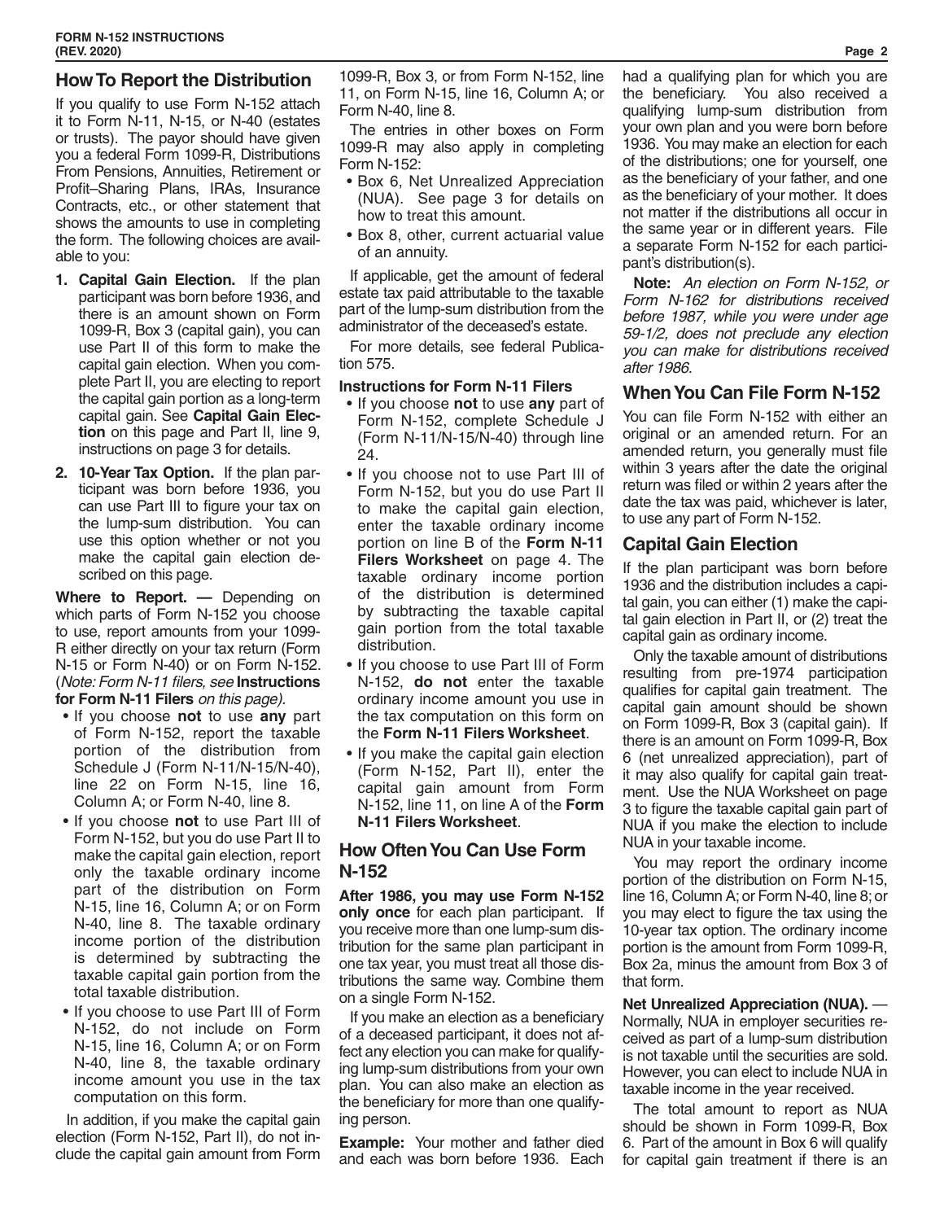## How To Report the Distribution

If you qualify to use Form N-152 attach it to Form N-11, N-15, or N-40 (estates or trusts). The payor should have given you a federal Form 1099-R, Distributions From Pensions, Annuities, Retirement or Profit–Sharing Plans, IRAs, Insurance Contracts, etc., or other statement that shows the amounts to use in completing the form. The following choices are available to you:

1. **Capital Gain Election.** If the plan participant was born before 1936, and there is an amount shown on Form 1099-R, Box 3 (capital gain), you can use Part II of this form to make the capital gain election. When you complete Part II, you are electing to report the capital gain portion as a long-term capital gain. See **Capital Gain Election** on this page and Part II, line 9, instructions on page 3 for details.
2. **10-Year Tax Option.** If the plan participant was born before 1936, you can use Part III to figure your tax on the lump-sum distribution. You can use this option whether or not you make the capital gain election described on this page.

**Where to Report. —** Depending on which parts of Form N-152 you choose to use, report amounts from your 1099-R either directly on your tax return (Form N-15 or Form N-40) or on Form N-152. (*Note: Form N-11 filers, see* **Instructions for Form N-11 Filers** *on this page).*

- If you choose **not** to use **any** part of Form N-152, report the taxable portion of the distribution from Schedule J (Form N-11/N-15/N-40), line 22 on Form N-15, line 16, Column A; or Form N-40, line 8.
- If you choose **not** to use Part III of Form N-152, but you do use Part II to make the capital gain election, report only the taxable ordinary income part of the distribution on Form N-15, line 16, Column A; or on Form N-40, line 8. The taxable ordinary income portion of the distribution is determined by subtracting the taxable capital gain portion from the total taxable distribution.
- If you choose to use Part III of Form N-152, do not include on Form N-15, line 16, Column A; or on Form N-40, line 8, the taxable ordinary income amount you use in the tax computation on this form.

In addition, if you make the capital gain election (Form N-152, Part II), do not include the capital gain amount from Form 1099-R, Box 3, or from Form N-152, line 11, on Form N-15, line 16, Column A; or Form N-40, line 8.

The entries in other boxes on Form 1099-R may also apply in completing Form N-152:

- Box 6, Net Unrealized Appreciation (NUA). See page 3 for details on how to treat this amount.
- Box 8, other, current actuarial value of an annuity.

If applicable, get the amount of federal estate tax paid attributable to the taxable part of the lump-sum distribution from the administrator of the deceased's estate.

For more details, see federal Publication 575.

**Instructions for Form N-11 Filers**

- If you choose **not** to use **any** part of Form N-152, complete Schedule J (Form N-11/N-15/N-40) through line 24.
- If you choose not to use Part III of Form N-152, but you do use Part II to make the capital gain election, enter the taxable ordinary income portion on line B of the **Form N-11 Filers Worksheet** on page 4. The taxable ordinary income portion of the distribution is determined by subtracting the taxable capital gain portion from the total taxable distribution.
- If you choose to use Part III of Form N-152, **do not** enter the taxable ordinary income amount you use in the tax computation on this form on the **Form N-11 Filers Worksheet**.
- If you make the capital gain election (Form N-152, Part II), enter the capital gain amount from Form N-152, line 11, on line A of the **Form N-11 Filers Worksheet**.

## How Often You Can Use Form N-152

**After 1986, you may use Form N-152 only once** for each plan participant. If you receive more than one lump-sum distribution for the same plan participant in one tax year, you must treat all those distributions the same way. Combine them on a single Form N-152.

If you make an election as a beneficiary of a deceased participant, it does not affect any election you can make for qualifying lump-sum distributions from your own plan. You can also make an election as the beneficiary for more than one qualifying person.

**Example:** Your mother and father died and each was born before 1936. Each had a qualifying plan for which you are the beneficiary. You also received a qualifying lump-sum distribution from your own plan and you were born before 1936. You may make an election for each of the distributions; one for yourself, one as the beneficiary of your father, and one as the beneficiary of your mother. It does not matter if the distributions all occur in the same year or in different years. File a separate Form N-152 for each participant's distribution(s).

**Note:** *An election on Form N-152, or Form N-162 for distributions received before 1987, while you were under age 59-1/2, does not preclude any election you can make for distributions received after 1986.*

## When You Can File Form N-152

You can file Form N-152 with either an original or an amended return. For an amended return, you generally must file within 3 years after the date the original return was filed or within 2 years after the date the tax was paid, whichever is later, to use any part of Form N-152.

## Capital Gain Election

If the plan participant was born before 1936 and the distribution includes a capital gain, you can either (1) make the capital gain election in Part II, or (2) treat the capital gain as ordinary income.

Only the taxable amount of distributions resulting from pre-1974 participation qualifies for capital gain treatment. The capital gain amount should be shown on Form 1099-R, Box 3 (capital gain). If there is an amount on Form 1099-R, Box 6 (net unrealized appreciation), part of it may also qualify for capital gain treatment. Use the NUA Worksheet on page 3 to figure the taxable capital gain part of NUA if you make the election to include NUA in your taxable income.

You may report the ordinary income portion of the distribution on Form N-15, line 16, Column A; or Form N-40, line 8; or you may elect to figure the tax using the 10-year tax option. The ordinary income portion is the amount from Form 1099-R, Box 2a, minus the amount from Box 3 of that form.

**Net Unrealized Appreciation (NUA).** — Normally, NUA in employer securities received as part of a lump-sum distribution is not taxable until the securities are sold. However, you can elect to include NUA in taxable income in the year received.

The total amount to report as NUA should be shown in Form 1099-R, Box 6. Part of the amount in Box 6 will qualify for capital gain treatment if there is an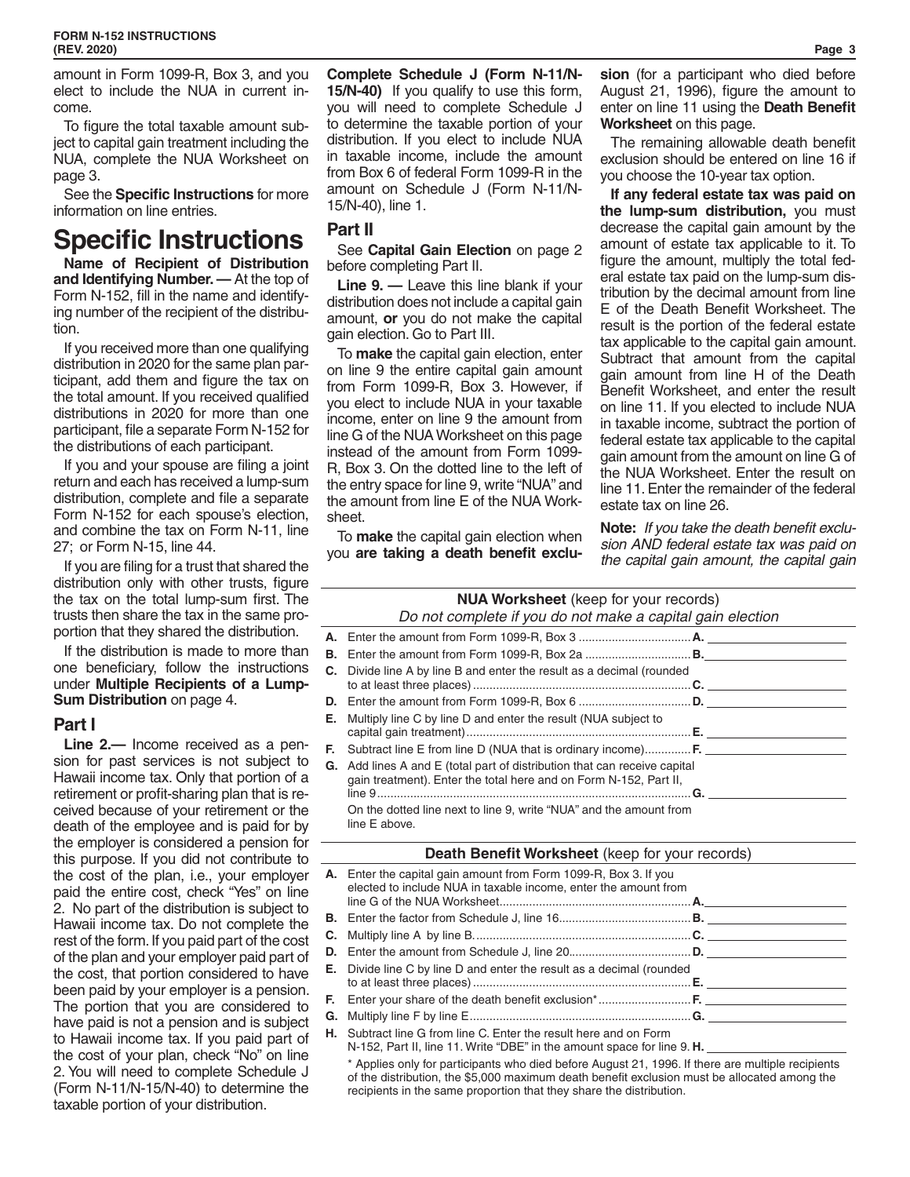amount in Form 1099-R, Box 3, and you elect to include the NUA in current income.

To figure the total taxable amount subject to capital gain treatment including the NUA, complete the NUA Worksheet on page 3.

See the **Specific Instructions** for more information on line entries.

# Specific Instructions

**Name of Recipient of Distribution and Identifying Number. —** At the top of Form N-152, fill in the name and identifying number of the recipient of the distribution.

If you received more than one qualifying distribution in 2020 for the same plan participant, add them and figure the tax on the total amount. If you received qualified distributions in 2020 for more than one participant, file a separate Form N-152 for the distributions of each participant.

If you and your spouse are filing a joint return and each has received a lump-sum distribution, complete and file a separate Form N-152 for each spouse's election, and combine the tax on Form N-11, line 27; or Form N-15, line 44.

If you are filing for a trust that shared the distribution only with other trusts, figure the tax on the total lump-sum first. The trusts then share the tax in the same proportion that they shared the distribution.

If the distribution is made to more than one beneficiary, follow the instructions under **Multiple Recipients of a Lump-Sum Distribution** on page 4.

## Part I

**Line 2.—** Income received as a pension for past services is not subject to Hawaii income tax. Only that portion of a retirement or profit-sharing plan that is received because of your retirement or the death of the employee and is paid for by the employer is considered a pension for this purpose. If you did not contribute to the cost of the plan, i.e., your employer paid the entire cost, check "Yes" on line 2. No part of the distribution is subject to Hawaii income tax. Do not complete the rest of the form. If you paid part of the cost of the plan and your employer paid part of the cost, that portion considered to have been paid by your employer is a pension. The portion that you are considered to have paid is not a pension and is subject to Hawaii income tax. If you paid part of the cost of your plan, check "No" on line 2. You will need to complete Schedule J (Form N-11/N-15/N-40) to determine the taxable portion of your distribution.

**Complete Schedule J (Form N-11/N-15/N-40)** If you qualify to use this form, you will need to complete Schedule J to determine the taxable portion of your distribution. If you elect to include NUA in taxable income, include the amount from Box 6 of federal Form 1099-R in the amount on Schedule J (Form N-11/N-15/N-40), line 1.

## Part II

See **Capital Gain Election** on page 2 before completing Part II.

**Line 9. —** Leave this line blank if your distribution does not include a capital gain amount, **or** you do not make the capital gain election. Go to Part III.

To **make** the capital gain election, enter on line 9 the entire capital gain amount from Form 1099-R, Box 3. However, if you elect to include NUA in your taxable income, enter on line 9 the amount from line G of the NUA Worksheet on this page instead of the amount from Form 1099-R, Box 3. On the dotted line to the left of the entry space for line 9, write "NUA" and the amount from line E of the NUA Worksheet.

To **make** the capital gain election when you **are taking a death benefit exclusion** (for a participant who died before August 21, 1996), figure the amount to enter on line 11 using the **Death Benefit Worksheet** on this page.

The remaining allowable death benefit exclusion should be entered on line 16 if you choose the 10-year tax option.

**If any federal estate tax was paid on the lump-sum distribution,** you must decrease the capital gain amount by the amount of estate tax applicable to it. To figure the amount, multiply the total federal estate tax paid on the lump-sum distribution by the decimal amount from line E of the Death Benefit Worksheet. The result is the portion of the federal estate tax applicable to the capital gain amount. Subtract that amount from the capital gain amount from line H of the Death Benefit Worksheet, and enter the result on line 11. If you elected to include NUA in taxable income, subtract the portion of federal estate tax applicable to the capital gain amount from the amount on line G of the NUA Worksheet. Enter the result on line 11. Enter the remainder of the federal estate tax on line 26.

**Note:** *If you take the death benefit exclusion AND federal estate tax was paid on the capital gain amount, the capital gain*

**NUA Worksheet** (keep for your records)
*Do not complete if you do not make a capital gain election*

| | | | |
|---|---|---|---|
| **A.** | Enter the amount from Form 1099-R, Box 3 | **A.** | |
| **B.** | Enter the amount from Form 1099-R, Box 2a | **B.** | |
| **C.** | Divide line A by line B and enter the result as a decimal (rounded to at least three places) | **C.** | |
| **D.** | Enter the amount from Form 1099-R, Box 6 | **D.** | |
| **E.** | Multiply line C by line D and enter the result (NUA subject to capital gain treatment) | **E.** | |
| **F.** | Subtract line E from line D (NUA that is ordinary income) | **F.** | |
| **G.** | Add lines A and E (total part of distribution that can receive capital gain treatment). Enter the total here and on Form N-152, Part II, line 9 | **G.** | |
| | On the dotted line next to line 9, write "NUA" and the amount from line E above. | | |

**Death Benefit Worksheet** (keep for your records)

| | | | |
|---|---|---|---|
| **A.** | Enter the capital gain amount from Form 1099-R, Box 3. If you elected to include NUA in taxable income, enter the amount from line G of the NUA Worksheet | **A.** | |
| **B.** | Enter the factor from Schedule J, line 16 | **B.** | |
| **C.** | Multiply line A by line B | **C.** | |
| **D.** | Enter the amount from Schedule J, line 20 | **D.** | |
| **E.** | Divide line C by line D and enter the result as a decimal (rounded to at least three places) | **E.** | |
| **F.** | Enter your share of the death benefit exclusion* | **F.** | |
| **G.** | Multiply line F by line E | **G.** | |
| **H.** | Subtract line G from line C. Enter the result here and on Form N-152, Part II, line 11. Write "DBE" in the amount space for line 9. | **H.** | |

\* Applies only for participants who died before August 21, 1996. If there are multiple recipients of the distribution, the $5,000 maximum death benefit exclusion must be allocated among the recipients in the same proportion that they share the distribution.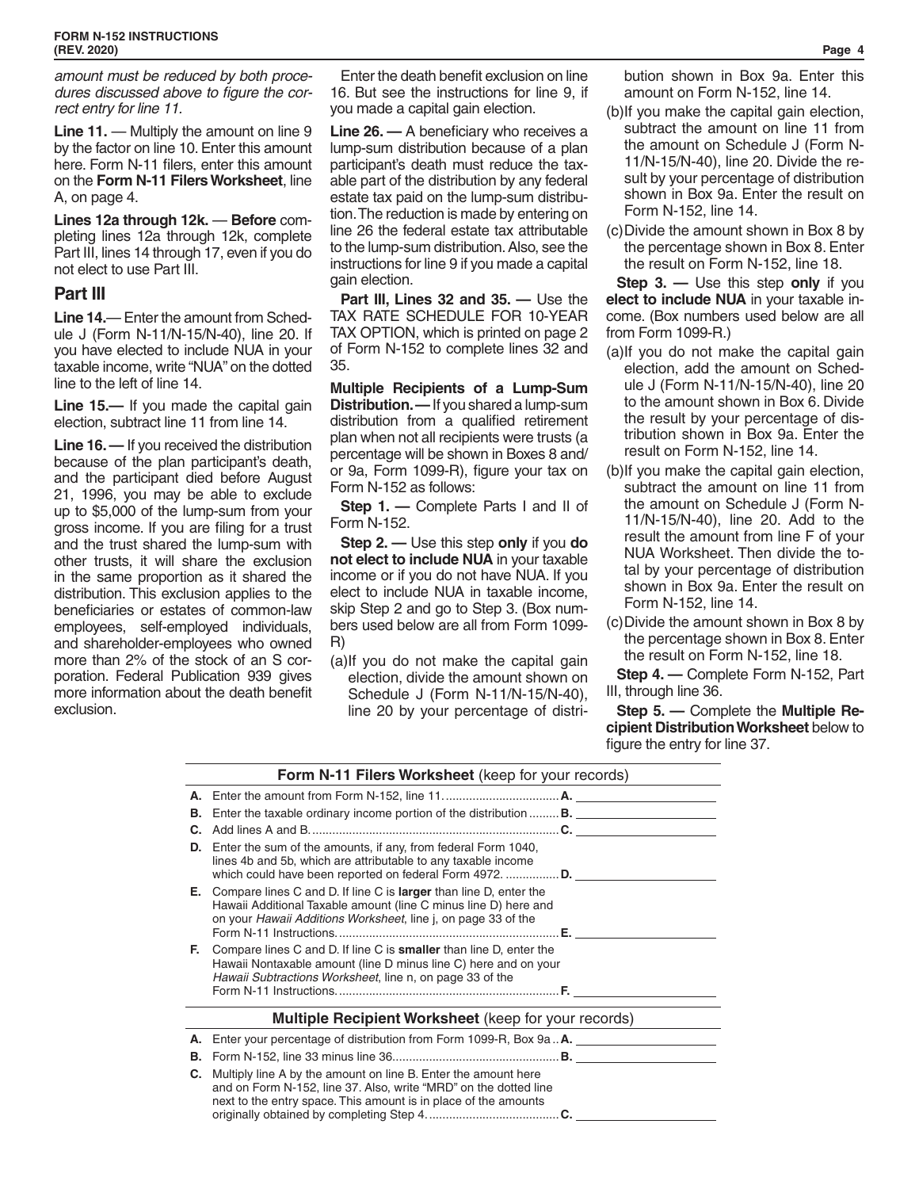*amount must be reduced by both procedures discussed above to figure the correct entry for line 11.*

**Line 11.** — Multiply the amount on line 9 by the factor on line 10. Enter this amount here. Form N-11 filers, enter this amount on the **Form N-11 Filers Worksheet**, line A, on page 4.

**Lines 12a through 12k.** — **Before** completing lines 12a through 12k, complete Part III, lines 14 through 17, even if you do not elect to use Part III.

## Part III

**Line 14.**— Enter the amount from Schedule J (Form N-11/N-15/N-40), line 20. If you have elected to include NUA in your taxable income, write "NUA" on the dotted line to the left of line 14.

**Line 15.—** If you made the capital gain election, subtract line 11 from line 14.

**Line 16. —** If you received the distribution because of the plan participant's death, and the participant died before August 21, 1996, you may be able to exclude up to $5,000 of the lump-sum from your gross income. If you are filing for a trust and the trust shared the lump-sum with other trusts, it will share the exclusion in the same proportion as it shared the distribution. This exclusion applies to the beneficiaries or estates of common-law employees, self-employed individuals, and shareholder-employees who owned more than 2% of the stock of an S corporation. Federal Publication 939 gives more information about the death benefit exclusion.

Enter the death benefit exclusion on line 16. But see the instructions for line 9, if you made a capital gain election.

**Line 26. —** A beneficiary who receives a lump-sum distribution because of a plan participant's death must reduce the taxable part of the distribution by any federal estate tax paid on the lump-sum distribution. The reduction is made by entering on line 26 the federal estate tax attributable to the lump-sum distribution. Also, see the instructions for line 9 if you made a capital gain election.

**Part III, Lines 32 and 35. —** Use the TAX RATE SCHEDULE FOR 10-YEAR TAX OPTION, which is printed on page 2 of Form N-152 to complete lines 32 and 35.

**Multiple Recipients of a Lump-Sum Distribution. —** If you shared a lump-sum distribution from a qualified retirement plan when not all recipients were trusts (a percentage will be shown in Boxes 8 and/or 9a, Form 1099-R), figure your tax on Form N-152 as follows:

**Step 1. —** Complete Parts I and II of Form N-152.

**Step 2. —** Use this step **only** if you **do not elect to include NUA** in your taxable income or if you do not have NUA. If you elect to include NUA in taxable income, skip Step 2 and go to Step 3. (Box numbers used below are all from Form 1099-R)

(a) If you do not make the capital gain election, divide the amount shown on Schedule J (Form N-11/N-15/N-40), line 20 by your percentage of distribution shown in Box 9a. Enter this amount on Form N-152, line 14.

(b) If you make the capital gain election, subtract the amount on line 11 from the amount on Schedule J (Form N-11/N-15/N-40), line 20. Divide the result by your percentage of distribution shown in Box 9a. Enter the result on Form N-152, line 14.

(c) Divide the amount shown in Box 8 by the percentage shown in Box 8. Enter the result on Form N-152, line 18.

**Step 3. —** Use this step **only** if you **elect to include NUA** in your taxable income. (Box numbers used below are all from Form 1099-R.)

(a) If you do not make the capital gain election, add the amount on Schedule J (Form N-11/N-15/N-40), line 20 to the amount shown in Box 6. Divide the result by your percentage of distribution shown in Box 9a. Enter the result on Form N-152, line 14.

(b) If you make the capital gain election, subtract the amount on line 11 from the amount on Schedule J (Form N-11/N-15/N-40), line 20. Add to the result the amount from line F of your NUA Worksheet. Then divide the total by your percentage of distribution shown in Box 9a. Enter the result on Form N-152, line 14.

(c) Divide the amount shown in Box 8 by the percentage shown in Box 8. Enter the result on Form N-152, line 18.

**Step 4. —** Complete Form N-152, Part III, through line 36.

**Step 5. —** Complete the **Multiple Recipient Distribution Worksheet** below to figure the entry for line 37.

### Form N-11 Filers Worksheet (keep for your records)

| | | | |
|---|---|---|---|
| **A.** | Enter the amount from Form N-152, line 11 | **A.** | |
| **B.** | Enter the taxable ordinary income portion of the distribution | **B.** | |
| **C.** | Add lines A and B | **C.** | |
| **D.** | Enter the sum of the amounts, if any, from federal Form 1040, lines 4b and 5b, which are attributable to any taxable income which could have been reported on federal Form 4972. | **D.** | |
| **E.** | Compare lines C and D. If line C is **larger** than line D, enter the Hawaii Additional Taxable amount (line C minus line D) here and on your *Hawaii Additions Worksheet*, line j, on page 33 of the Form N-11 Instructions. | **E.** | |
| **F.** | Compare lines C and D. If line C is **smaller** than line D, enter the Hawaii Nontaxable amount (line D minus line C) here and on your *Hawaii Subtractions Worksheet*, line n, on page 33 of the Form N-11 Instructions. | **F.** | |

### Multiple Recipient Worksheet (keep for your records)

| | | | |
|---|---|---|---|
| **A.** | Enter your percentage of distribution from Form 1099-R, Box 9a | **A.** | |
| **B.** | Form N-152, line 33 minus line 36 | **B.** | |
| **C.** | Multiply line A by the amount on line B. Enter the amount here and on Form N-152, line 37. Also, write "MRD" on the dotted line next to the entry space. This amount is in place of the amounts originally obtained by completing Step 4. | **C.** | |